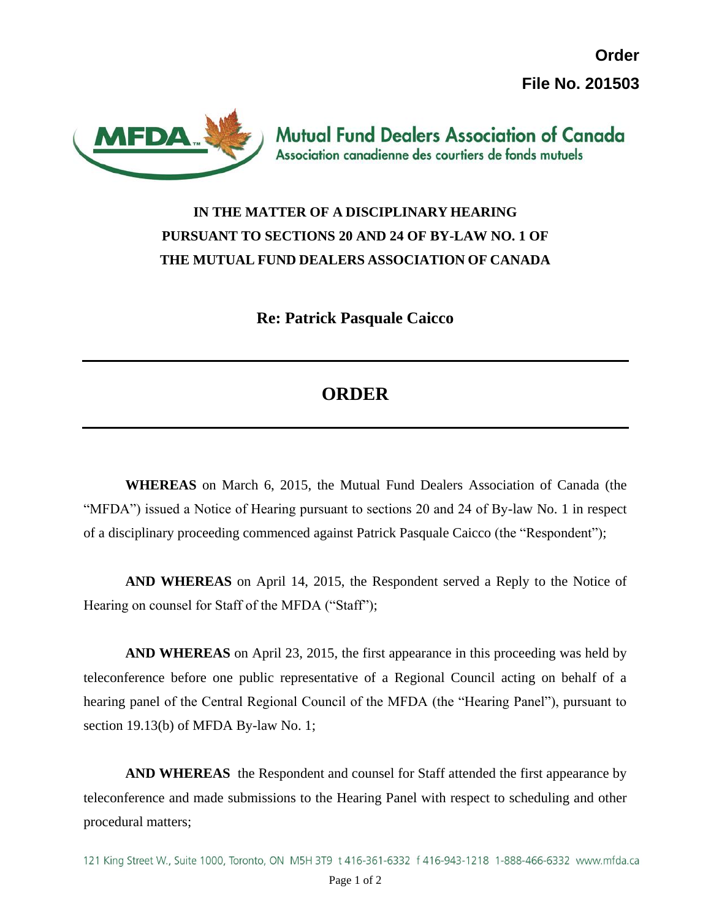**Order**

**File No. 201503**

Mutual Fund Dealers Association of Canada
Association canadienne des courtiers de fonds mutuels

**IN THE MATTER OF A DISCIPLINARY HEARING PURSUANT TO SECTIONS 20 AND 24 OF BY-LAW NO. 1 OF THE MUTUAL FUND DEALERS ASSOCIATION OF CANADA**

**Re: Patrick Pasquale Caicco**

---

# ORDER

---

**WHEREAS** on March 6, 2015, the Mutual Fund Dealers Association of Canada (the "MFDA") issued a Notice of Hearing pursuant to sections 20 and 24 of By-law No. 1 in respect of a disciplinary proceeding commenced against Patrick Pasquale Caicco (the "Respondent");

**AND WHEREAS** on April 14, 2015, the Respondent served a Reply to the Notice of Hearing on counsel for Staff of the MFDA ("Staff");

**AND WHEREAS** on April 23, 2015, the first appearance in this proceeding was held by teleconference before one public representative of a Regional Council acting on behalf of a hearing panel of the Central Regional Council of the MFDA (the "Hearing Panel"), pursuant to section 19.13(b) of MFDA By-law No. 1;

**AND WHEREAS** the Respondent and counsel for Staff attended the first appearance by teleconference and made submissions to the Hearing Panel with respect to scheduling and other procedural matters;

121 King Street W., Suite 1000, Toronto, ON M5H 3T9 t 416-361-6332 f 416-943-1218 1-888-466-6332 www.mfda.ca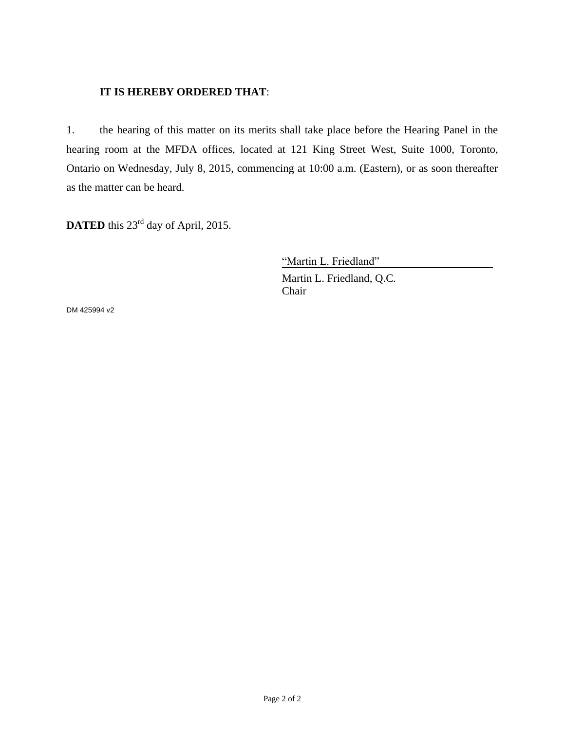**IT IS HEREBY ORDERED THAT**:

1. the hearing of this matter on its merits shall take place before the Hearing Panel in the hearing room at the MFDA offices, located at 121 King Street West, Suite 1000, Toronto, Ontario on Wednesday, July 8, 2015, commencing at 10:00 a.m. (Eastern), or as soon thereafter as the matter can be heard.

**DATED** this 23rd day of April, 2015.

"Martin L. Friedland"

Martin L. Friedland, Q.C.
Chair

DM 425994 v2